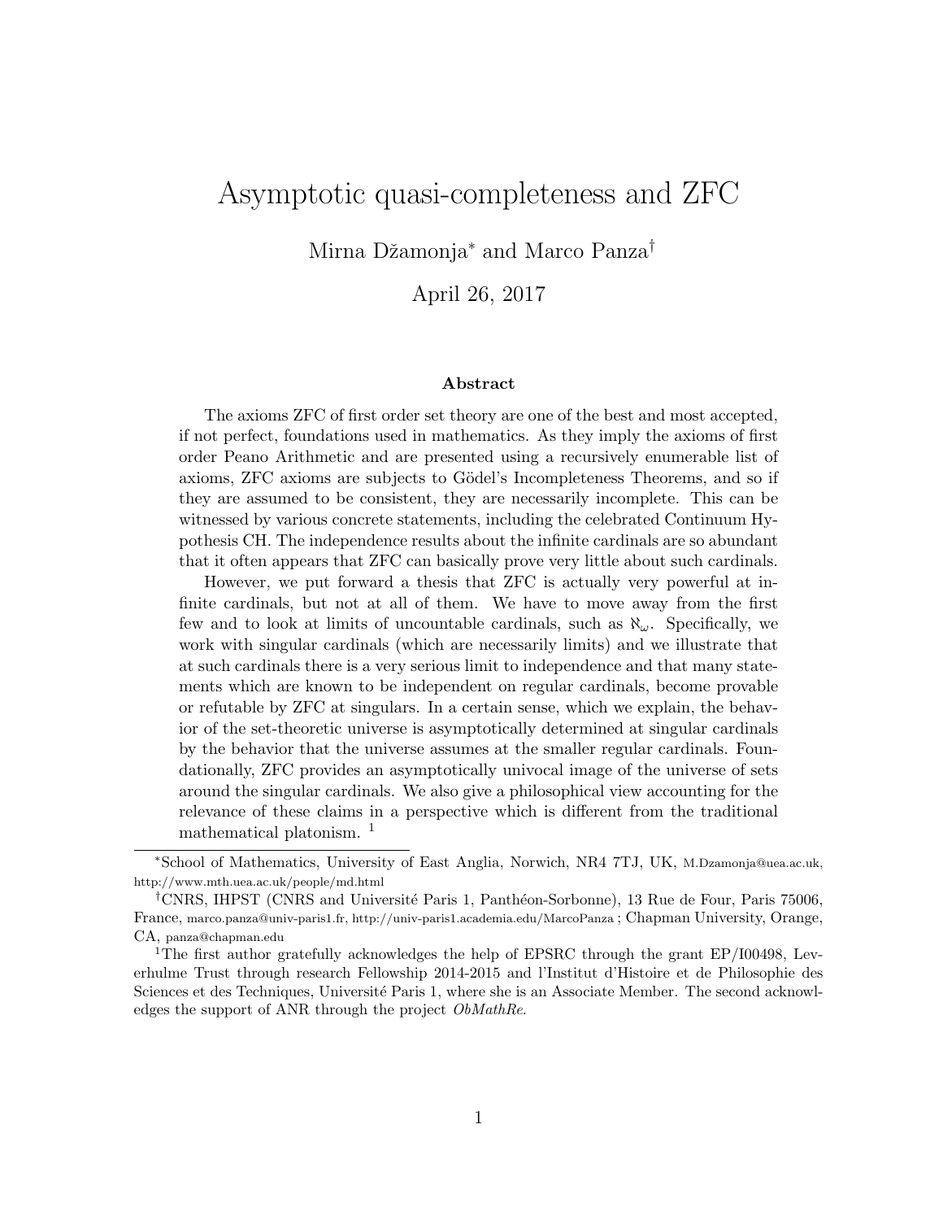# Asymptotic quasi-completeness and ZFC

Mirna Džamonja[*] and Marco Panza[†]

April 26, 2017

### Abstract

The axioms ZFC of first order set theory are one of the best and most accepted, if not perfect, foundations used in mathematics. As they imply the axioms of first order Peano Arithmetic and are presented using a recursively enumerable list of axioms, ZFC axioms are subjects to Gödel's Incompleteness Theorems, and so if they are assumed to be consistent, they are necessarily incomplete. This can be witnessed by various concrete statements, including the celebrated Continuum Hypothesis CH. The independence results about the infinite cardinals are so abundant that it often appears that ZFC can basically prove very little about such cardinals.

However, we put forward a thesis that ZFC is actually very powerful at infinite cardinals, but not at all of them. We have to move away from the first few and to look at limits of uncountable cardinals, such as $\aleph_\omega$. Specifically, we work with singular cardinals (which are necessarily limits) and we illustrate that at such cardinals there is a very serious limit to independence and that many statements which are known to be independent on regular cardinals, become provable or refutable by ZFC at singulars. In a certain sense, which we explain, the behavior of the set-theoretic universe is asymptotically determined at singular cardinals by the behavior that the universe assumes at the smaller regular cardinals. Foundationally, ZFC provides an asymptotically univocal image of the universe of sets around the singular cardinals. We also give a philosophical view accounting for the relevance of these claims in a perspective which is different from the traditional mathematical platonism. [1]

---

[*] School of Mathematics, University of East Anglia, Norwich, NR4 7TJ, UK, M.Dzamonja@uea.ac.uk, http://www.mth.uea.ac.uk/people/md.html

[†] CNRS, IHPST (CNRS and Université Paris 1, Panthéon-Sorbonne), 13 Rue de Four, Paris 75006, France, marco.panza@univ-paris1.fr, http://univ-paris1.academia.edu/MarcoPanza ; Chapman University, Orange, CA, panza@chapman.edu

[1] The first author gratefully acknowledges the help of EPSRC through the grant EP/I00498, Leverhulme Trust through research Fellowship 2014-2015 and l'Institut d'Histoire et de Philosophie des Sciences et des Techniques, Université Paris 1, where she is an Associate Member. The second acknowledges the support of ANR through the project *ObMathRe*.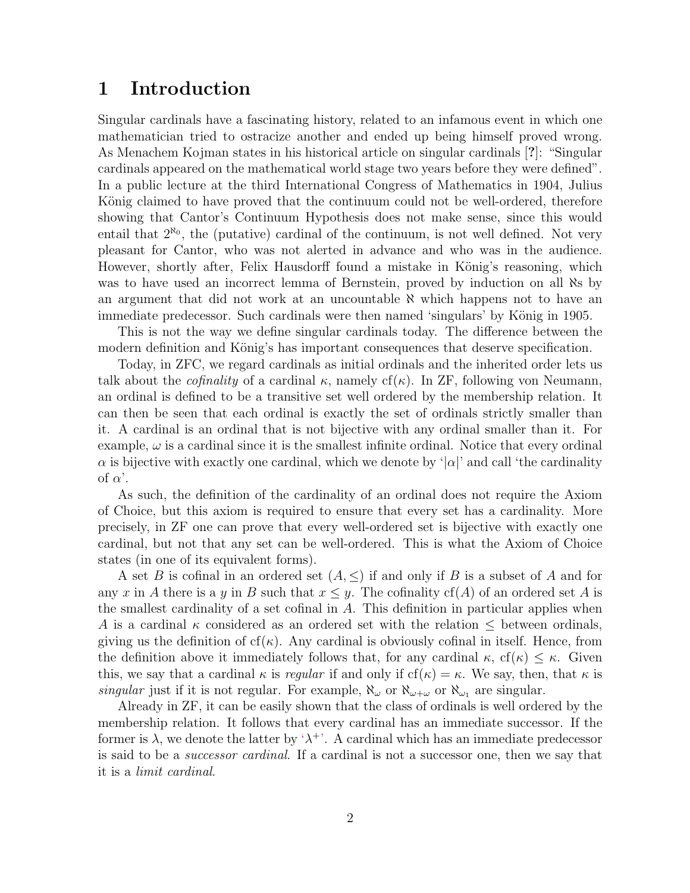# 1 Introduction

Singular cardinals have a fascinating history, related to an infamous event in which one mathematician tried to ostracize another and ended up being himself proved wrong. As Menachem Kojman states in his historical article on singular cardinals [?]: "Singular cardinals appeared on the mathematical world stage two years before they were defined". In a public lecture at the third International Congress of Mathematics in 1904, Julius König claimed to have proved that the continuum could not be well-ordered, therefore showing that Cantor's Continuum Hypothesis does not make sense, since this would entail that $2^{\aleph_0}$, the (putative) cardinal of the continuum, is not well defined. Not very pleasant for Cantor, who was not alerted in advance and who was in the audience. However, shortly after, Felix Hausdorff found a mistake in König's reasoning, which was to have used an incorrect lemma of Bernstein, proved by induction on all $\aleph$s by an argument that did not work at an uncountable $\aleph$ which happens not to have an immediate predecessor. Such cardinals were then named 'singulars' by König in 1905.

This is not the way we define singular cardinals today. The difference between the modern definition and König's has important consequences that deserve specification.

Today, in ZFC, we regard cardinals as initial ordinals and the inherited order lets us talk about the *cofinality* of a cardinal $\kappa$, namely $\text{cf}(\kappa)$. In ZF, following von Neumann, an ordinal is defined to be a transitive set well ordered by the membership relation. It can then be seen that each ordinal is exactly the set of ordinals strictly smaller than it. A cardinal is an ordinal that is not bijective with any ordinal smaller than it. For example, $\omega$ is a cardinal since it is the smallest infinite ordinal. Notice that every ordinal $\alpha$ is bijective with exactly one cardinal, which we denote by '$|\alpha|$' and call 'the cardinality of $\alpha$'.

As such, the definition of the cardinality of an ordinal does not require the Axiom of Choice, but this axiom is required to ensure that every set has a cardinality. More precisely, in ZF one can prove that every well-ordered set is bijective with exactly one cardinal, but not that any set can be well-ordered. This is what the Axiom of Choice states (in one of its equivalent forms).

A set $B$ is cofinal in an ordered set $(A, \leq)$ if and only if $B$ is a subset of $A$ and for any $x$ in $A$ there is a $y$ in $B$ such that $x \leq y$. The cofinality $\text{cf}(A)$ of an ordered set $A$ is the smallest cardinality of a set cofinal in $A$. This definition in particular applies when $A$ is a cardinal $\kappa$ considered as an ordered set with the relation $\leq$ between ordinals, giving us the definition of $\text{cf}(\kappa)$. Any cardinal is obviously cofinal in itself. Hence, from the definition above it immediately follows that, for any cardinal $\kappa$, $\text{cf}(\kappa) \leq \kappa$. Given this, we say that a cardinal $\kappa$ is *regular* if and only if $\text{cf}(\kappa) = \kappa$. We say, then, that $\kappa$ is *singular* just if it is not regular. For example, $\aleph_\omega$ or $\aleph_{\omega+\omega}$ or $\aleph_{\omega_1}$ are singular.

Already in ZF, it can be easily shown that the class of ordinals is well ordered by the membership relation. It follows that every cardinal has an immediate successor. If the former is $\lambda$, we denote the latter by '$\lambda^+$'. A cardinal which has an immediate predecessor is said to be a *successor cardinal*. If a cardinal is not a successor one, then we say that it is a *limit cardinal*.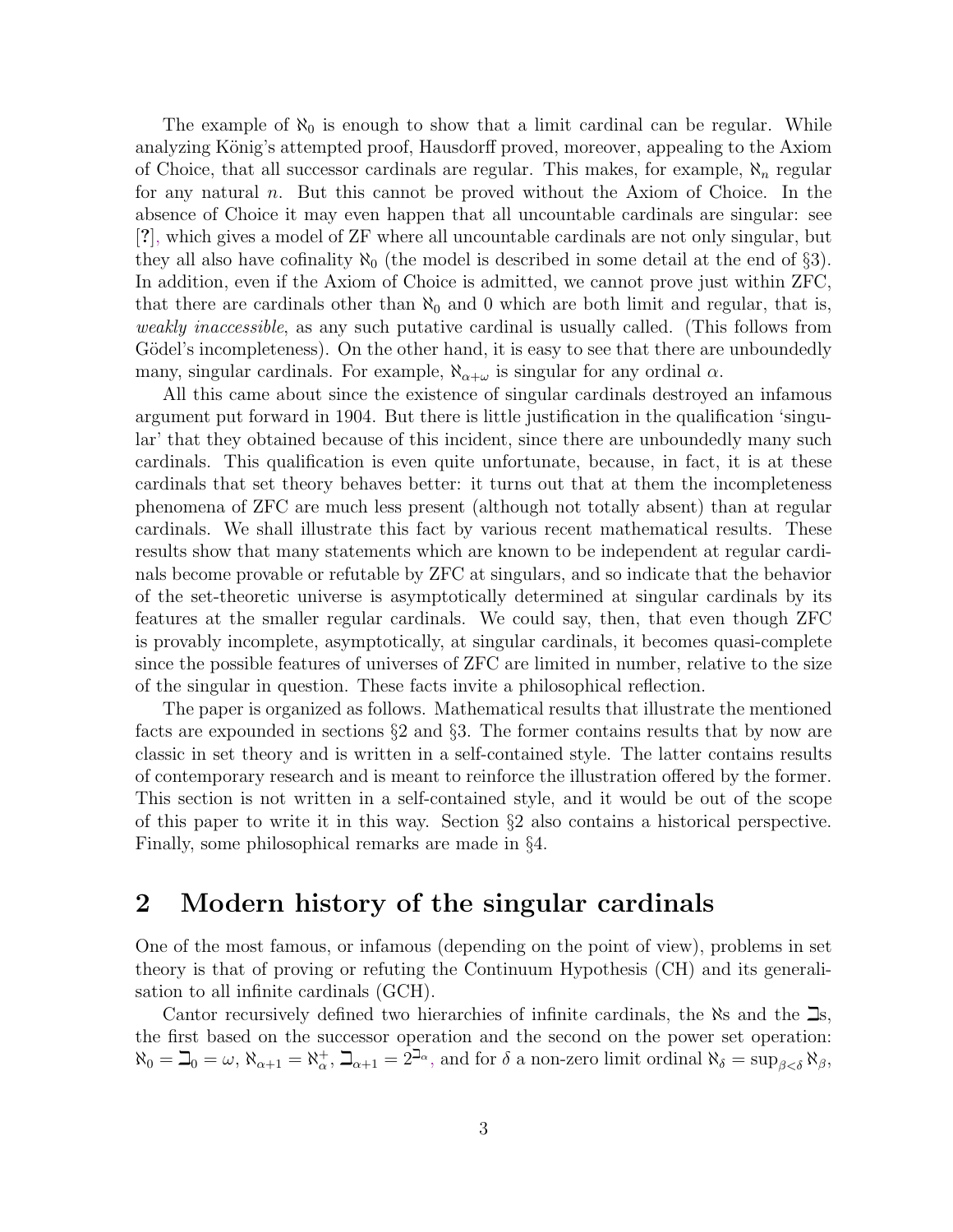The example of $\aleph_0$ is enough to show that a limit cardinal can be regular. While analyzing König's attempted proof, Hausdorff proved, moreover, appealing to the Axiom of Choice, that all successor cardinals are regular. This makes, for example, $\aleph_n$ regular for any natural $n$. But this cannot be proved without the Axiom of Choice. In the absence of Choice it may even happen that all uncountable cardinals are singular: see [?], which gives a model of ZF where all uncountable cardinals are not only singular, but they all also have cofinality $\aleph_0$ (the model is described in some detail at the end of §3). In addition, even if the Axiom of Choice is admitted, we cannot prove just within ZFC, that there are cardinals other than $\aleph_0$ and 0 which are both limit and regular, that is, *weakly inaccessible*, as any such putative cardinal is usually called. (This follows from Gödel's incompleteness). On the other hand, it is easy to see that there are unboundedly many, singular cardinals. For example, $\aleph_{\alpha+\omega}$ is singular for any ordinal $\alpha$.

All this came about since the existence of singular cardinals destroyed an infamous argument put forward in 1904. But there is little justification in the qualification 'singular' that they obtained because of this incident, since there are unboundedly many such cardinals. This qualification is even quite unfortunate, because, in fact, it is at these cardinals that set theory behaves better: it turns out that at them the incompleteness phenomena of ZFC are much less present (although not totally absent) than at regular cardinals. We shall illustrate this fact by various recent mathematical results. These results show that many statements which are known to be independent at regular cardinals become provable or refutable by ZFC at singulars, and so indicate that the behavior of the set-theoretic universe is asymptotically determined at singular cardinals by its features at the smaller regular cardinals. We could say, then, that even though ZFC is provably incomplete, asymptotically, at singular cardinals, it becomes quasi-complete since the possible features of universes of ZFC are limited in number, relative to the size of the singular in question. These facts invite a philosophical reflection.

The paper is organized as follows. Mathematical results that illustrate the mentioned facts are expounded in sections §2 and §3. The former contains results that by now are classic in set theory and is written in a self-contained style. The latter contains results of contemporary research and is meant to reinforce the illustration offered by the former. This section is not written in a self-contained style, and it would be out of the scope of this paper to write it in this way. Section §2 also contains a historical perspective. Finally, some philosophical remarks are made in §4.

## 2 Modern history of the singular cardinals

One of the most famous, or infamous (depending on the point of view), problems in set theory is that of proving or refuting the Continuum Hypothesis (CH) and its generalisation to all infinite cardinals (GCH).

Cantor recursively defined two hierarchies of infinite cardinals, the $\aleph$s and the $\beth$s, the first based on the successor operation and the second on the power set operation: $\aleph_0 = \beth_0 = \omega$, $\aleph_{\alpha+1} = \aleph_\alpha^+$, $\beth_{\alpha+1} = 2^{\beth_\alpha}$, and for $\delta$ a non-zero limit ordinal $\aleph_\delta = \sup_{\beta<\delta} \aleph_\beta$,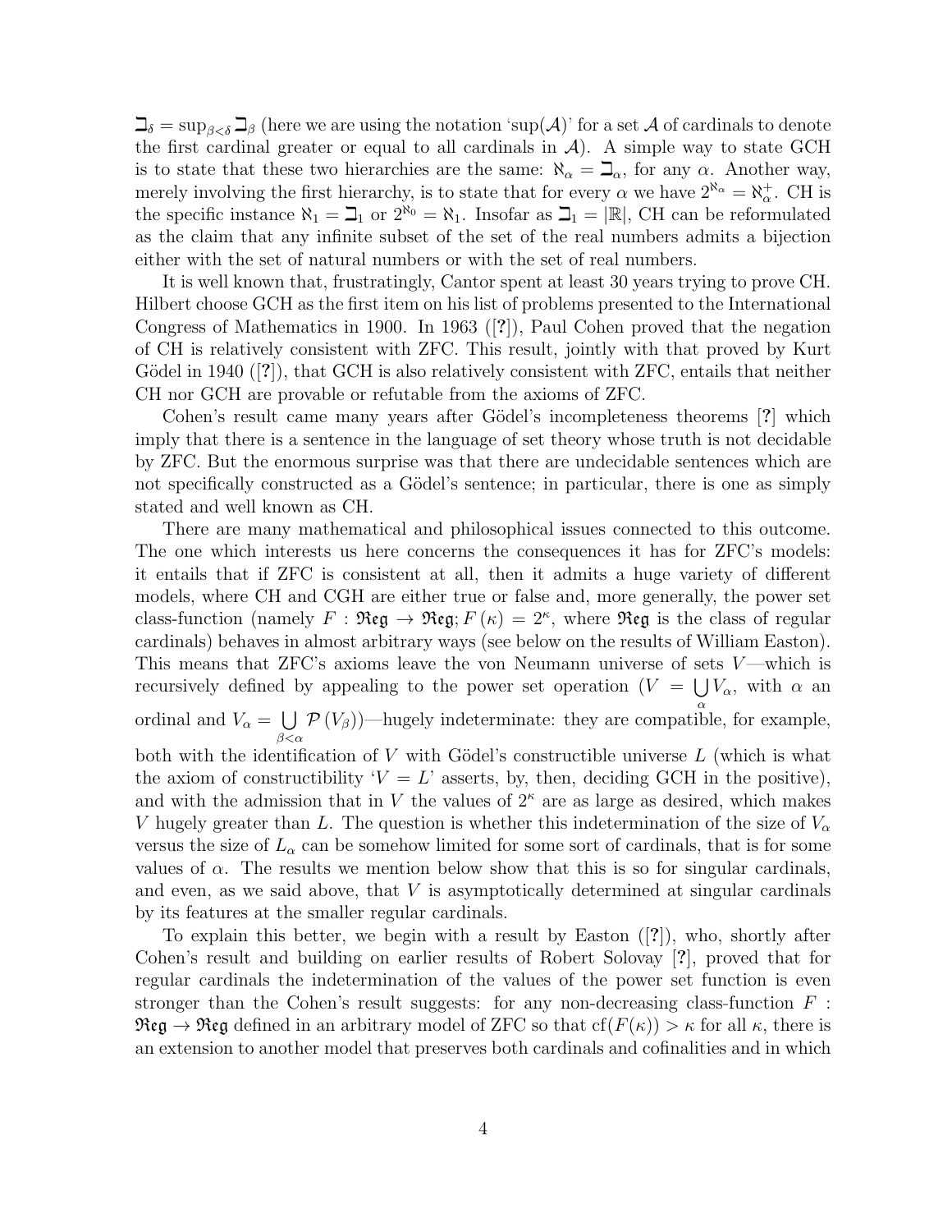$\beth_\delta = \sup_{\beta<\delta} \beth_\beta$ (here we are using the notation 'sup($\mathcal{A}$)' for a set $\mathcal{A}$ of cardinals to denote the first cardinal greater or equal to all cardinals in $\mathcal{A}$). A simple way to state GCH is to state that these two hierarchies are the same: $\aleph_\alpha = \beth_\alpha$, for any $\alpha$. Another way, merely involving the first hierarchy, is to state that for every $\alpha$ we have $2^{\aleph_\alpha} = \aleph_\alpha^+$. CH is the specific instance $\aleph_1 = \beth_1$ or $2^{\aleph_0} = \aleph_1$. Insofar as $\beth_1 = |\mathbb{R}|$, CH can be reformulated as the claim that any infinite subset of the set of the real numbers admits a bijection either with the set of natural numbers or with the set of real numbers.

It is well known that, frustratingly, Cantor spent at least 30 years trying to prove CH. Hilbert choose GCH as the first item on his list of problems presented to the International Congress of Mathematics in 1900. In 1963 ([?]), Paul Cohen proved that the negation of CH is relatively consistent with ZFC. This result, jointly with that proved by Kurt Gödel in 1940 ([?]), that GCH is also relatively consistent with ZFC, entails that neither CH nor GCH are provable or refutable from the axioms of ZFC.

Cohen's result came many years after Gödel's incompleteness theorems [?] which imply that there is a sentence in the language of set theory whose truth is not decidable by ZFC. But the enormous surprise was that there are undecidable sentences which are not specifically constructed as a Gödel's sentence; in particular, there is one as simply stated and well known as CH.

There are many mathematical and philosophical issues connected to this outcome. The one which interests us here concerns the consequences it has for ZFC's models: it entails that if ZFC is consistent at all, then it admits a huge variety of different models, where CH and CGH are either true or false and, more generally, the power set class-function (namely $F : \mathfrak{Reg} \to \mathfrak{Reg}; F(\kappa) = 2^\kappa$, where $\mathfrak{Reg}$ is the class of regular cardinals) behaves in almost arbitrary ways (see below on the results of William Easton). This means that ZFC's axioms leave the von Neumann universe of sets $V$—which is recursively defined by appealing to the power set operation ($V = \bigcup_\alpha V_\alpha$, with $\alpha$ an ordinal and $V_\alpha = \bigcup_{\beta<\alpha} \mathcal{P}(V_\beta)$)—hugely indeterminate: they are compatible, for example, both with the identification of $V$ with Gödel's constructible universe $L$ (which is what the axiom of constructibility '$V = L$' asserts, by, then, deciding GCH in the positive), and with the admission that in $V$ the values of $2^\kappa$ are as large as desired, which makes $V$ hugely greater than $L$. The question is whether this indetermination of the size of $V_\alpha$ versus the size of $L_\alpha$ can be somehow limited for some sort of cardinals, that is for some values of $\alpha$. The results we mention below show that this is so for singular cardinals, and even, as we said above, that $V$ is asymptotically determined at singular cardinals by its features at the smaller regular cardinals.

To explain this better, we begin with a result by Easton ([?]), who, shortly after Cohen's result and building on earlier results of Robert Solovay [?], proved that for regular cardinals the indetermination of the values of the power set function is even stronger than the Cohen's result suggests: for any non-decreasing class-function $F : \mathfrak{Reg} \to \mathfrak{Reg}$ defined in an arbitrary model of ZFC so that $\mathrm{cf}(F(\kappa)) > \kappa$ for all $\kappa$, there is an extension to another model that preserves both cardinals and cofinalities and in which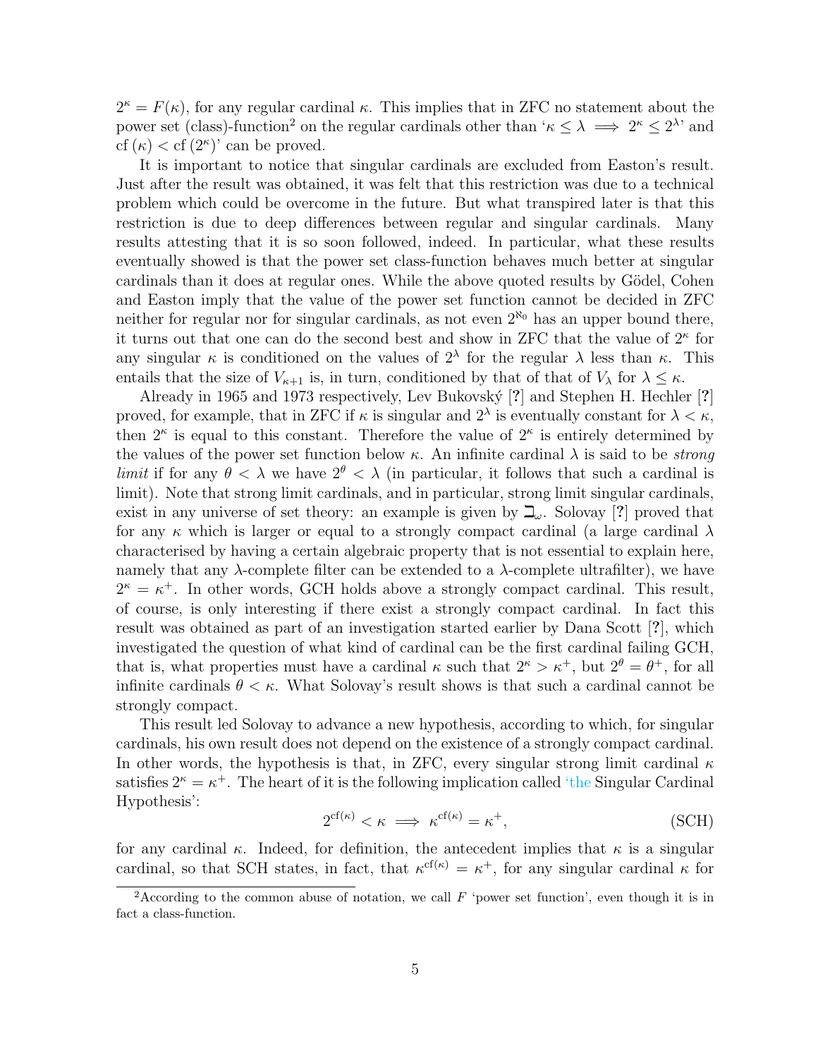$2^\kappa = F(\kappa)$, for any regular cardinal $\kappa$. This implies that in ZFC no statement about the power set (class)-function[2] on the regular cardinals other than '$\kappa \leq \lambda \implies 2^\kappa \leq 2^\lambda$' and '$\mathrm{cf}(\kappa) < \mathrm{cf}(2^\kappa)$' can be proved.

It is important to notice that singular cardinals are excluded from Easton's result. Just after the result was obtained, it was felt that this restriction was due to a technical problem which could be overcome in the future. But what transpired later is that this restriction is due to deep differences between regular and singular cardinals. Many results attesting that it is so soon followed, indeed. In particular, what these results eventually showed is that the power set class-function behaves much better at singular cardinals than it does at regular ones. While the above quoted results by Gödel, Cohen and Easton imply that the value of the power set function cannot be decided in ZFC neither for regular nor for singular cardinals, as not even $2^{\aleph_0}$ has an upper bound there, it turns out that one can do the second best and show in ZFC that the value of $2^\kappa$ for any singular $\kappa$ is conditioned on the values of $2^\lambda$ for the regular $\lambda$ less than $\kappa$. This entails that the size of $V_{\kappa+1}$ is, in turn, conditioned by that of that of $V_\lambda$ for $\lambda \leq \kappa$.

Already in 1965 and 1973 respectively, Lev Bukovský [?] and Stephen H. Hechler [?] proved, for example, that in ZFC if $\kappa$ is singular and $2^\lambda$ is eventually constant for $\lambda < \kappa$, then $2^\kappa$ is equal to this constant. Therefore the value of $2^\kappa$ is entirely determined by the values of the power set function below $\kappa$. An infinite cardinal $\lambda$ is said to be *strong limit* if for any $\theta < \lambda$ we have $2^\theta < \lambda$ (in particular, it follows that such a cardinal is limit). Note that strong limit cardinals, and in particular, strong limit singular cardinals, exist in any universe of set theory: an example is given by $\beth_\omega$. Solovay [?] proved that for any $\kappa$ which is larger or equal to a strongly compact cardinal (a large cardinal $\lambda$ characterised by having a certain algebraic property that is not essential to explain here, namely that any $\lambda$-complete filter can be extended to a $\lambda$-complete ultrafilter), we have $2^\kappa = \kappa^+$. In other words, GCH holds above a strongly compact cardinal. This result, of course, is only interesting if there exist a strongly compact cardinal. In fact this result was obtained as part of an investigation started earlier by Dana Scott [?], which investigated the question of what kind of cardinal can be the first cardinal failing GCH, that is, what properties must have a cardinal $\kappa$ such that $2^\kappa > \kappa^+$, but $2^\theta = \theta^+$, for all infinite cardinals $\theta < \kappa$. What Solovay's result shows is that such a cardinal cannot be strongly compact.

This result led Solovay to advance a new hypothesis, according to which, for singular cardinals, his own result does not depend on the existence of a strongly compact cardinal. In other words, the hypothesis is that, in ZFC, every singular strong limit cardinal $\kappa$ satisfies $2^\kappa = \kappa^+$. The heart of it is the following implication called 'the Singular Cardinal Hypothesis':

$$2^{\mathrm{cf}(\kappa)} < \kappa \implies \kappa^{\mathrm{cf}(\kappa)} = \kappa^+, \qquad \text{(SCH)}$$

for any cardinal $\kappa$. Indeed, for definition, the antecedent implies that $\kappa$ is a singular cardinal, so that SCH states, in fact, that $\kappa^{\mathrm{cf}(\kappa)} = \kappa^+$, for any singular cardinal $\kappa$ for

[2] According to the common abuse of notation, we call $F$ 'power set function', even though it is in fact a class-function.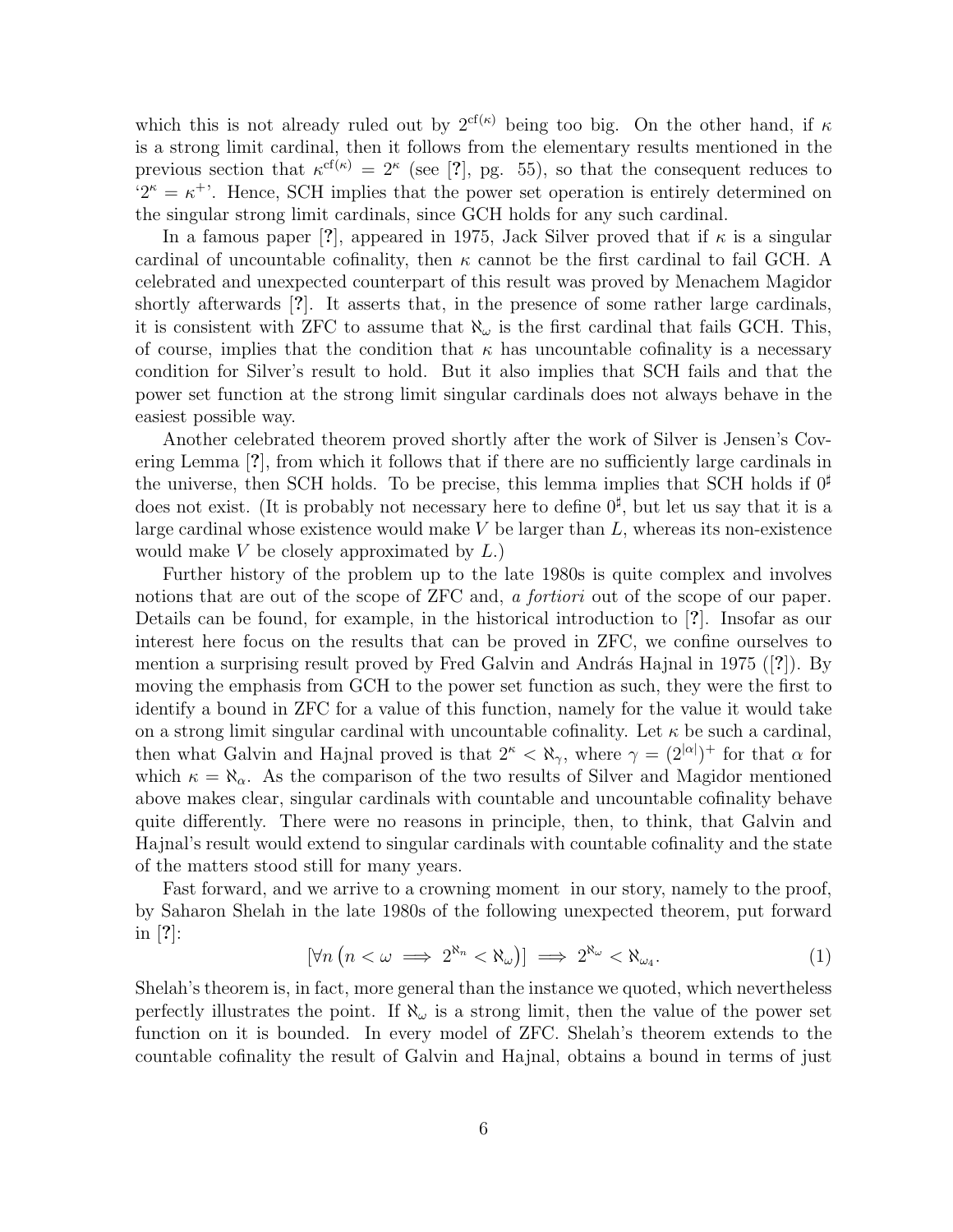which this is not already ruled out by $2^{\mathrm{cf}(\kappa)}$ being too big. On the other hand, if $\kappa$ is a strong limit cardinal, then it follows from the elementary results mentioned in the previous section that $\kappa^{\mathrm{cf}(\kappa)} = 2^{\kappa}$ (see [?], pg. 55), so that the consequent reduces to '$2^{\kappa} = \kappa^{+}$'. Hence, SCH implies that the power set operation is entirely determined on the singular strong limit cardinals, since GCH holds for any such cardinal.

In a famous paper [?], appeared in 1975, Jack Silver proved that if $\kappa$ is a singular cardinal of uncountable cofinality, then $\kappa$ cannot be the first cardinal to fail GCH. A celebrated and unexpected counterpart of this result was proved by Menachem Magidor shortly afterwards [?]. It asserts that, in the presence of some rather large cardinals, it is consistent with ZFC to assume that $\aleph_{\omega}$ is the first cardinal that fails GCH. This, of course, implies that the condition that $\kappa$ has uncountable cofinality is a necessary condition for Silver's result to hold. But it also implies that SCH fails and that the power set function at the strong limit singular cardinals does not always behave in the easiest possible way.

Another celebrated theorem proved shortly after the work of Silver is Jensen's Covering Lemma [?], from which it follows that if there are no sufficiently large cardinals in the universe, then SCH holds. To be precise, this lemma implies that SCH holds if $0^{\sharp}$ does not exist. (It is probably not necessary here to define $0^{\sharp}$, but let us say that it is a large cardinal whose existence would make $V$ be larger than $L$, whereas its non-existence would make $V$ be closely approximated by $L$.)

Further history of the problem up to the late 1980s is quite complex and involves notions that are out of the scope of ZFC and, *a fortiori* out of the scope of our paper. Details can be found, for example, in the historical introduction to [?]. Insofar as our interest here focus on the results that can be proved in ZFC, we confine ourselves to mention a surprising result proved by Fred Galvin and András Hajnal in 1975 ([?]). By moving the emphasis from GCH to the power set function as such, they were the first to identify a bound in ZFC for a value of this function, namely for the value it would take on a strong limit singular cardinal with uncountable cofinality. Let $\kappa$ be such a cardinal, then what Galvin and Hajnal proved is that $2^{\kappa} < \aleph_{\gamma}$, where $\gamma = (2^{|\alpha|})^{+}$ for that $\alpha$ for which $\kappa = \aleph_{\alpha}$. As the comparison of the two results of Silver and Magidor mentioned above makes clear, singular cardinals with countable and uncountable cofinality behave quite differently. There were no reasons in principle, then, to think, that Galvin and Hajnal's result would extend to singular cardinals with countable cofinality and the state of the matters stood still for many years.

Fast forward, and we arrive to a crowning moment in our story, namely to the proof, by Saharon Shelah in the late 1980s of the following unexpected theorem, put forward in [?]:

$$[\forall n \left(n < \omega \implies 2^{\aleph_n} < \aleph_{\omega}\right)] \implies 2^{\aleph_{\omega}} < \aleph_{\omega_4}. \tag{1}$$

Shelah's theorem is, in fact, more general than the instance we quoted, which nevertheless perfectly illustrates the point. If $\aleph_{\omega}$ is a strong limit, then the value of the power set function on it is bounded. In every model of ZFC. Shelah's theorem extends to the countable cofinality the result of Galvin and Hajnal, obtains a bound in terms of just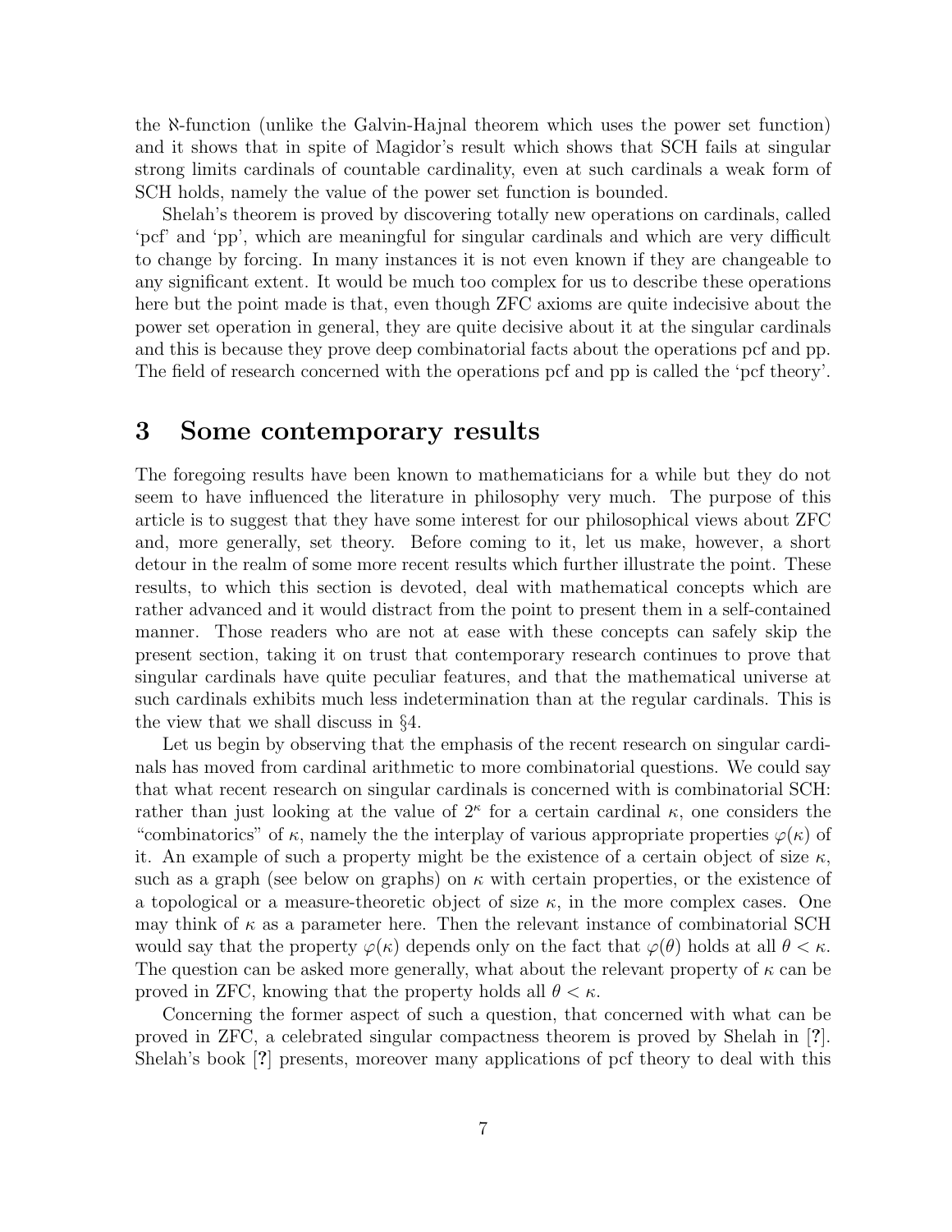the $\aleph$-function (unlike the Galvin-Hajnal theorem which uses the power set function) and it shows that in spite of Magidor's result which shows that SCH fails at singular strong limits cardinals of countable cardinality, even at such cardinals a weak form of SCH holds, namely the value of the power set function is bounded.

Shelah's theorem is proved by discovering totally new operations on cardinals, called 'pcf' and 'pp', which are meaningful for singular cardinals and which are very difficult to change by forcing. In many instances it is not even known if they are changeable to any significant extent. It would be much too complex for us to describe these operations here but the point made is that, even though ZFC axioms are quite indecisive about the power set operation in general, they are quite decisive about it at the singular cardinals and this is because they prove deep combinatorial facts about the operations pcf and pp. The field of research concerned with the operations pcf and pp is called the 'pcf theory'.

# 3 Some contemporary results

The foregoing results have been known to mathematicians for a while but they do not seem to have influenced the literature in philosophy very much. The purpose of this article is to suggest that they have some interest for our philosophical views about ZFC and, more generally, set theory. Before coming to it, let us make, however, a short detour in the realm of some more recent results which further illustrate the point. These results, to which this section is devoted, deal with mathematical concepts which are rather advanced and it would distract from the point to present them in a self-contained manner. Those readers who are not at ease with these concepts can safely skip the present section, taking it on trust that contemporary research continues to prove that singular cardinals have quite peculiar features, and that the mathematical universe at such cardinals exhibits much less indetermination than at the regular cardinals. This is the view that we shall discuss in §4.

Let us begin by observing that the emphasis of the recent research on singular cardinals has moved from cardinal arithmetic to more combinatorial questions. We could say that what recent research on singular cardinals is concerned with is combinatorial SCH: rather than just looking at the value of $2^\kappa$ for a certain cardinal $\kappa$, one considers the "combinatorics" of $\kappa$, namely the the interplay of various appropriate properties $\varphi(\kappa)$ of it. An example of such a property might be the existence of a certain object of size $\kappa$, such as a graph (see below on graphs) on $\kappa$ with certain properties, or the existence of a topological or a measure-theoretic object of size $\kappa$, in the more complex cases. One may think of $\kappa$ as a parameter here. Then the relevant instance of combinatorial SCH would say that the property $\varphi(\kappa)$ depends only on the fact that $\varphi(\theta)$ holds at all $\theta < \kappa$. The question can be asked more generally, what about the relevant property of $\kappa$ can be proved in ZFC, knowing that the property holds all $\theta < \kappa$.

Concerning the former aspect of such a question, that concerned with what can be proved in ZFC, a celebrated singular compactness theorem is proved by Shelah in [**?**]. Shelah's book [**?**] presents, moreover many applications of pcf theory to deal with this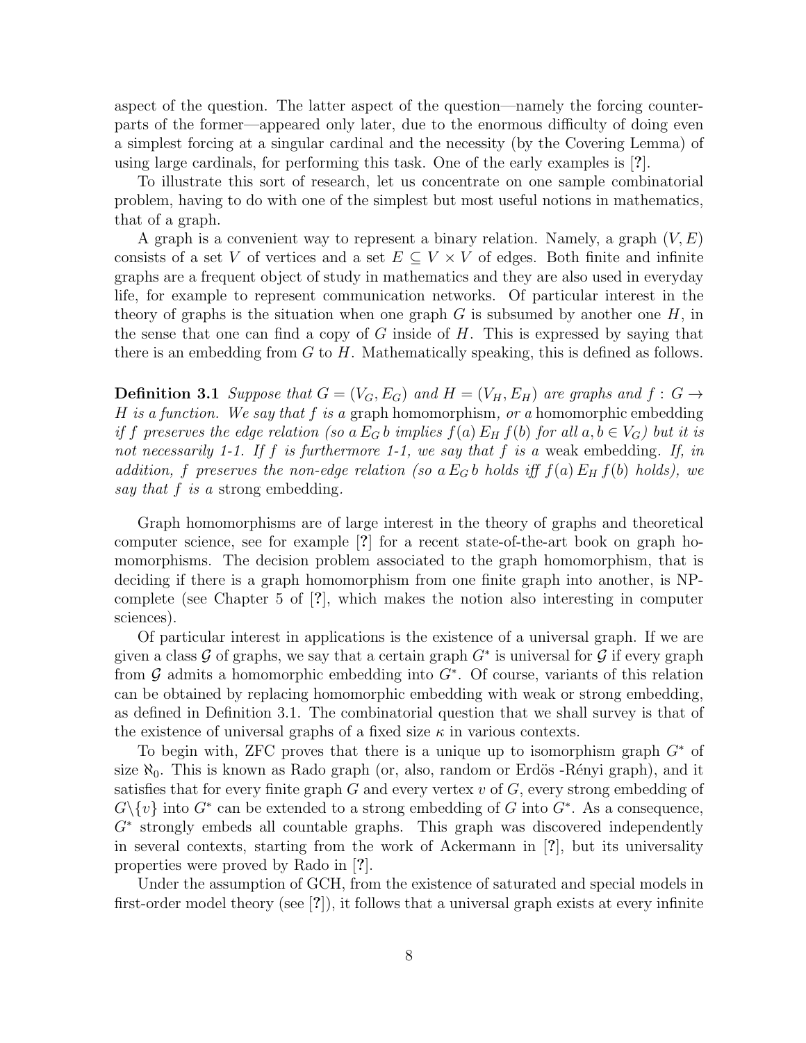aspect of the question. The latter aspect of the question—namely the forcing counterparts of the former—appeared only later, due to the enormous difficulty of doing even a simplest forcing at a singular cardinal and the necessity (by the Covering Lemma) of using large cardinals, for performing this task. One of the early examples is [**?**].

To illustrate this sort of research, let us concentrate on one sample combinatorial problem, having to do with one of the simplest but most useful notions in mathematics, that of a graph.

A graph is a convenient way to represent a binary relation. Namely, a graph $(V, E)$ consists of a set $V$ of vertices and a set $E \subseteq V \times V$ of edges. Both finite and infinite graphs are a frequent object of study in mathematics and they are also used in everyday life, for example to represent communication networks. Of particular interest in the theory of graphs is the situation when one graph $G$ is subsumed by another one $H$, in the sense that one can find a copy of $G$ inside of $H$. This is expressed by saying that there is an embedding from $G$ to $H$. Mathematically speaking, this is defined as follows.

**Definition 3.1** *Suppose that $G = (V_G, E_G)$ and $H = (V_H, E_H)$ are graphs and $f : G \to H$ is a function. We say that $f$ is a* graph homomorphism*, or a* homomorphic embedding *if $f$ preserves the edge relation (so $a\, E_G\, b$ implies $f(a)\, E_H\, f(b)$ for all $a, b \in V_G$) but it is not necessarily 1-1. If $f$ is furthermore 1-1, we say that $f$ is a* weak embedding*. If, in addition, $f$ preserves the non-edge relation (so $a\, E_G\, b$ holds iff $f(a)\, E_H\, f(b)$ holds), we say that $f$ is a* strong embedding*.*

Graph homomorphisms are of large interest in the theory of graphs and theoretical computer science, see for example [**?**] for a recent state-of-the-art book on graph homomorphisms. The decision problem associated to the graph homomorphism, that is deciding if there is a graph homomorphism from one finite graph into another, is NP-complete (see Chapter 5 of [**?**], which makes the notion also interesting in computer sciences).

Of particular interest in applications is the existence of a universal graph. If we are given a class $\mathcal{G}$ of graphs, we say that a certain graph $G^*$ is universal for $\mathcal{G}$ if every graph from $\mathcal{G}$ admits a homomorphic embedding into $G^*$. Of course, variants of this relation can be obtained by replacing homomorphic embedding with weak or strong embedding, as defined in Definition 3.1. The combinatorial question that we shall survey is that of the existence of universal graphs of a fixed size $\kappa$ in various contexts.

To begin with, ZFC proves that there is a unique up to isomorphism graph $G^*$ of size $\aleph_0$. This is known as Rado graph (or, also, random or Erdös -Rényi graph), and it satisfies that for every finite graph $G$ and every vertex $v$ of $G$, every strong embedding of $G \backslash \{v\}$ into $G^*$ can be extended to a strong embedding of $G$ into $G^*$. As a consequence, $G^*$ strongly embeds all countable graphs. This graph was discovered independently in several contexts, starting from the work of Ackermann in [**?**], but its universality properties were proved by Rado in [**?**].

Under the assumption of GCH, from the existence of saturated and special models in first-order model theory (see [**?**]), it follows that a universal graph exists at every infinite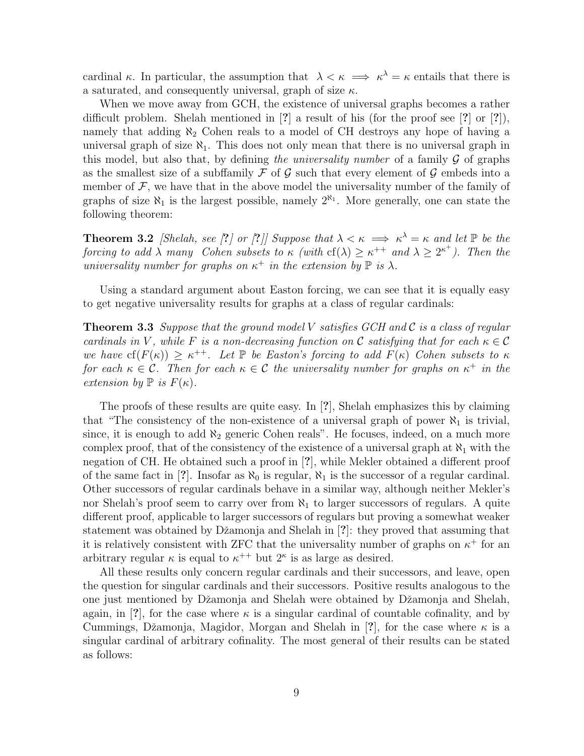cardinal $\kappa$. In particular, the assumption that $\lambda < \kappa \implies \kappa^\lambda = \kappa$ entails that there is a saturated, and consequently universal, graph of size $\kappa$.

When we move away from GCH, the existence of universal graphs becomes a rather difficult problem. Shelah mentioned in [?] a result of his (for the proof see [?] or [?]), namely that adding $\aleph_2$ Cohen reals to a model of CH destroys any hope of having a universal graph of size $\aleph_1$. This does not only mean that there is no universal graph in this model, but also that, by defining *the universality number* of a family $\mathcal{G}$ of graphs as the smallest size of a subffamily $\mathcal{F}$ of $\mathcal{G}$ such that every element of $\mathcal{G}$ embeds into a member of $\mathcal{F}$, we have that in the above model the universality number of the family of graphs of size $\aleph_1$ is the largest possible, namely $2^{\aleph_1}$. More generally, one can state the following theorem:

**Theorem 3.2** *[Shelah, see [?] or [?]] Suppose that $\lambda < \kappa \implies \kappa^\lambda = \kappa$ and let $\mathbb{P}$ be the forcing to add $\lambda$ many Cohen subsets to $\kappa$ (with $\mathrm{cf}(\lambda) \geq \kappa^{++}$ and $\lambda \geq 2^{\kappa^+}$). Then the universality number for graphs on $\kappa^+$ in the extension by $\mathbb{P}$ is $\lambda$.*

Using a standard argument about Easton forcing, we can see that it is equally easy to get negative universality results for graphs at a class of regular cardinals:

**Theorem 3.3** *Suppose that the ground model $V$ satisfies GCH and $\mathcal{C}$ is a class of regular cardinals in $V$, while $F$ is a non-decreasing function on $\mathcal{C}$ satisfying that for each $\kappa \in \mathcal{C}$ we have $\mathrm{cf}(F(\kappa)) \geq \kappa^{++}$. Let $\mathbb{P}$ be Easton's forcing to add $F(\kappa)$ Cohen subsets to $\kappa$ for each $\kappa \in \mathcal{C}$. Then for each $\kappa \in \mathcal{C}$ the universality number for graphs on $\kappa^+$ in the extension by $\mathbb{P}$ is $F(\kappa)$.*

The proofs of these results are quite easy. In [?], Shelah emphasizes this by claiming that "The consistency of the non-existence of a universal graph of power $\aleph_1$ is trivial, since, it is enough to add $\aleph_2$ generic Cohen reals". He focuses, indeed, on a much more complex proof, that of the consistency of the existence of a universal graph at $\aleph_1$ with the negation of CH. He obtained such a proof in [?], while Mekler obtained a different proof of the same fact in [?]. Insofar as $\aleph_0$ is regular, $\aleph_1$ is the successor of a regular cardinal. Other successors of regular cardinals behave in a similar way, although neither Mekler's nor Shelah's proof seem to carry over from $\aleph_1$ to larger successors of regulars. A quite different proof, applicable to larger successors of regulars but proving a somewhat weaker statement was obtained by Džamonja and Shelah in [?]: they proved that assuming that it is relatively consistent with ZFC that the universality number of graphs on $\kappa^+$ for an arbitrary regular $\kappa$ is equal to $\kappa^{++}$ but $2^\kappa$ is as large as desired.

All these results only concern regular cardinals and their successors, and leave, open the question for singular cardinals and their successors. Positive results analogous to the one just mentioned by Džamonja and Shelah were obtained by Džamonja and Shelah, again, in [?], for the case where $\kappa$ is a singular cardinal of countable cofinality, and by Cummings, Džamonja, Magidor, Morgan and Shelah in [?], for the case where $\kappa$ is a singular cardinal of arbitrary cofinality. The most general of their results can be stated as follows: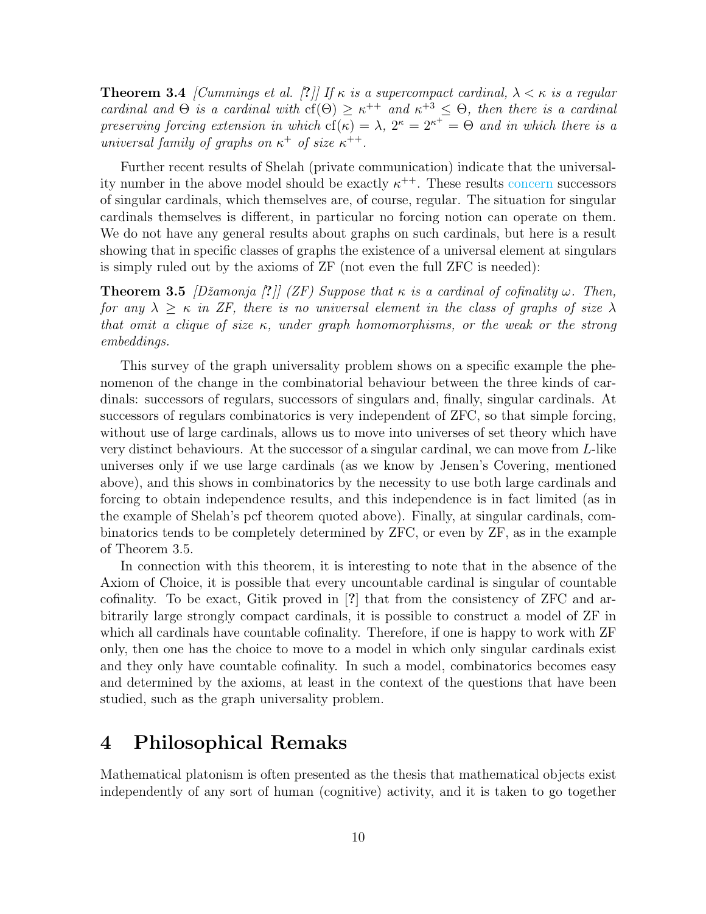**Theorem 3.4** *[Cummings et al. [**?**]] If $\kappa$ is a supercompact cardinal, $\lambda < \kappa$ is a regular cardinal and $\Theta$ is a cardinal with $\mathrm{cf}(\Theta) \geq \kappa^{++}$ and $\kappa^{+3} \leq \Theta$, then there is a cardinal preserving forcing extension in which $\mathrm{cf}(\kappa) = \lambda$, $2^\kappa = 2^{\kappa^+} = \Theta$ and in which there is a universal family of graphs on $\kappa^+$ of size $\kappa^{++}$.*

Further recent results of Shelah (private communication) indicate that the universality number in the above model should be exactly $\kappa^{++}$. These results concern successors of singular cardinals, which themselves are, of course, regular. The situation for singular cardinals themselves is different, in particular no forcing notion can operate on them. We do not have any general results about graphs on such cardinals, but here is a result showing that in specific classes of graphs the existence of a universal element at singulars is simply ruled out by the axioms of ZF (not even the full ZFC is needed):

**Theorem 3.5** *[Džamonja [**?**]] (ZF) Suppose that $\kappa$ is a cardinal of cofinality $\omega$. Then, for any $\lambda \geq \kappa$ in ZF, there is no universal element in the class of graphs of size $\lambda$ that omit a clique of size $\kappa$, under graph homomorphisms, or the weak or the strong embeddings.*

This survey of the graph universality problem shows on a specific example the phenomenon of the change in the combinatorial behaviour between the three kinds of cardinals: successors of regulars, successors of singulars and, finally, singular cardinals. At successors of regulars combinatorics is very independent of ZFC, so that simple forcing, without use of large cardinals, allows us to move into universes of set theory which have very distinct behaviours. At the successor of a singular cardinal, we can move from $L$-like universes only if we use large cardinals (as we know by Jensen's Covering, mentioned above), and this shows in combinatorics by the necessity to use both large cardinals and forcing to obtain independence results, and this independence is in fact limited (as in the example of Shelah's pcf theorem quoted above). Finally, at singular cardinals, combinatorics tends to be completely determined by ZFC, or even by ZF, as in the example of Theorem 3.5.

In connection with this theorem, it is interesting to note that in the absence of the Axiom of Choice, it is possible that every uncountable cardinal is singular of countable cofinality. To be exact, Gitik proved in [**?**] that from the consistency of ZFC and arbitrarily large strongly compact cardinals, it is possible to construct a model of ZF in which all cardinals have countable cofinality. Therefore, if one is happy to work with ZF only, then one has the choice to move to a model in which only singular cardinals exist and they only have countable cofinality. In such a model, combinatorics becomes easy and determined by the axioms, at least in the context of the questions that have been studied, such as the graph universality problem.

# 4 Philosophical Remaks

Mathematical platonism is often presented as the thesis that mathematical objects exist independently of any sort of human (cognitive) activity, and it is taken to go together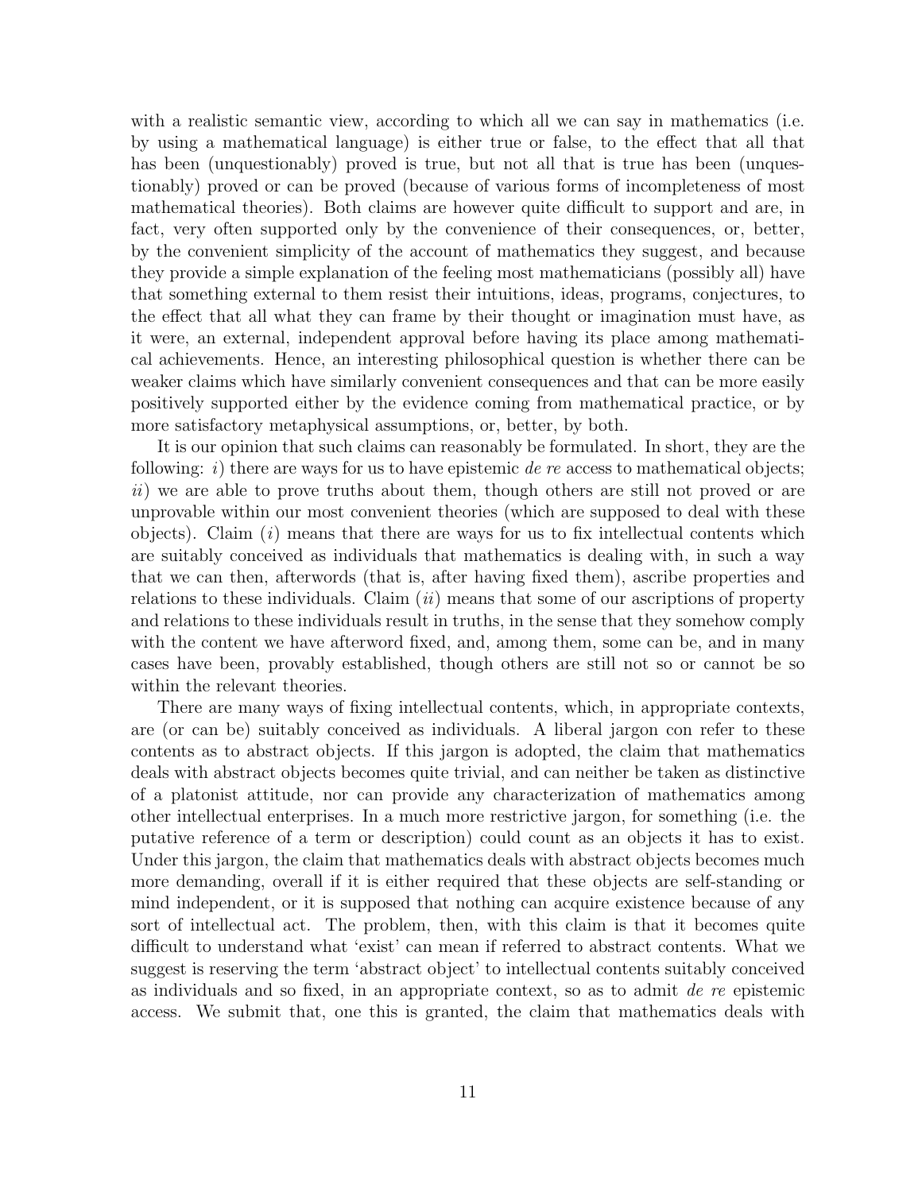with a realistic semantic view, according to which all we can say in mathematics (i.e. by using a mathematical language) is either true or false, to the effect that all that has been (unquestionably) proved is true, but not all that is true has been (unquestionably) proved or can be proved (because of various forms of incompleteness of most mathematical theories). Both claims are however quite difficult to support and are, in fact, very often supported only by the convenience of their consequences, or, better, by the convenient simplicity of the account of mathematics they suggest, and because they provide a simple explanation of the feeling most mathematicians (possibly all) have that something external to them resist their intuitions, ideas, programs, conjectures, to the effect that all what they can frame by their thought or imagination must have, as it were, an external, independent approval before having its place among mathematical achievements. Hence, an interesting philosophical question is whether there can be weaker claims which have similarly convenient consequences and that can be more easily positively supported either by the evidence coming from mathematical practice, or by more satisfactory metaphysical assumptions, or, better, by both.

It is our opinion that such claims can reasonably be formulated. In short, they are the following: *i*) there are ways for us to have epistemic *de re* access to mathematical objects; *ii*) we are able to prove truths about them, though others are still not proved or are unprovable within our most convenient theories (which are supposed to deal with these objects). Claim (*i*) means that there are ways for us to fix intellectual contents which are suitably conceived as individuals that mathematics is dealing with, in such a way that we can then, afterwords (that is, after having fixed them), ascribe properties and relations to these individuals. Claim (*ii*) means that some of our ascriptions of property and relations to these individuals result in truths, in the sense that they somehow comply with the content we have afterword fixed, and, among them, some can be, and in many cases have been, provably established, though others are still not so or cannot be so within the relevant theories.

There are many ways of fixing intellectual contents, which, in appropriate contexts, are (or can be) suitably conceived as individuals. A liberal jargon con refer to these contents as to abstract objects. If this jargon is adopted, the claim that mathematics deals with abstract objects becomes quite trivial, and can neither be taken as distinctive of a platonist attitude, nor can provide any characterization of mathematics among other intellectual enterprises. In a much more restrictive jargon, for something (i.e. the putative reference of a term or description) could count as an objects it has to exist. Under this jargon, the claim that mathematics deals with abstract objects becomes much more demanding, overall if it is either required that these objects are self-standing or mind independent, or it is supposed that nothing can acquire existence because of any sort of intellectual act. The problem, then, with this claim is that it becomes quite difficult to understand what 'exist' can mean if referred to abstract contents. What we suggest is reserving the term 'abstract object' to intellectual contents suitably conceived as individuals and so fixed, in an appropriate context, so as to admit *de re* epistemic access. We submit that, one this is granted, the claim that mathematics deals with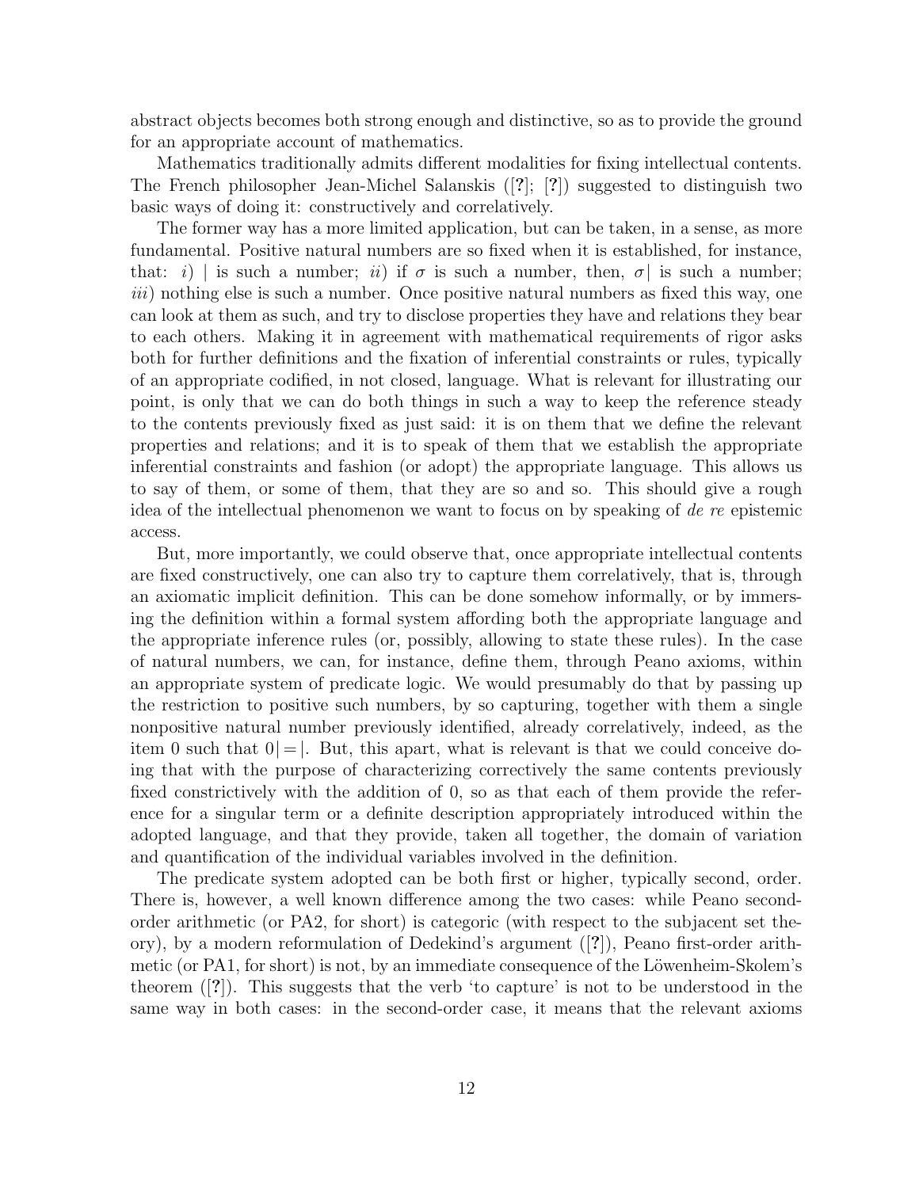abstract objects becomes both strong enough and distinctive, so as to provide the ground for an appropriate account of mathematics.

Mathematics traditionally admits different modalities for fixing intellectual contents. The French philosopher Jean-Michel Salanskis ([?]; [?]) suggested to distinguish two basic ways of doing it: constructively and correlatively.

The former way has a more limited application, but can be taken, in a sense, as more fundamental. Positive natural numbers are so fixed when it is established, for instance, that: *i*) $|$ is such a number; *ii*) if $\sigma$ is such a number, then, $\sigma|$ is such a number; *iii*) nothing else is such a number. Once positive natural numbers as fixed this way, one can look at them as such, and try to disclose properties they have and relations they bear to each others. Making it in agreement with mathematical requirements of rigor asks both for further definitions and the fixation of inferential constraints or rules, typically of an appropriate codified, in not closed, language. What is relevant for illustrating our point, is only that we can do both things in such a way to keep the reference steady to the contents previously fixed as just said: it is on them that we define the relevant properties and relations; and it is to speak of them that we establish the appropriate inferential constraints and fashion (or adopt) the appropriate language. This allows us to say of them, or some of them, that they are so and so. This should give a rough idea of the intellectual phenomenon we want to focus on by speaking of *de re* epistemic access.

But, more importantly, we could observe that, once appropriate intellectual contents are fixed constructively, one can also try to capture them correlatively, that is, through an axiomatic implicit definition. This can be done somehow informally, or by immersing the definition within a formal system affording both the appropriate language and the appropriate inference rules (or, possibly, allowing to state these rules). In the case of natural numbers, we can, for instance, define them, through Peano axioms, within an appropriate system of predicate logic. We would presumably do that by passing up the restriction to positive such numbers, by so capturing, together with them a single nonpositive natural number previously identified, already correlatively, indeed, as the item 0 such that $0| = |$. But, this apart, what is relevant is that we could conceive doing that with the purpose of characterizing correctively the same contents previously fixed constrictively with the addition of 0, so as that each of them provide the reference for a singular term or a definite description appropriately introduced within the adopted language, and that they provide, taken all together, the domain of variation and quantification of the individual variables involved in the definition.

The predicate system adopted can be both first or higher, typically second, order. There is, however, a well known difference among the two cases: while Peano second-order arithmetic (or PA2, for short) is categoric (with respect to the subjacent set theory), by a modern reformulation of Dedekind's argument ([?]), Peano first-order arithmetic (or PA1, for short) is not, by an immediate consequence of the Löwenheim-Skolem's theorem ([?]). This suggests that the verb 'to capture' is not to be understood in the same way in both cases: in the second-order case, it means that the relevant axioms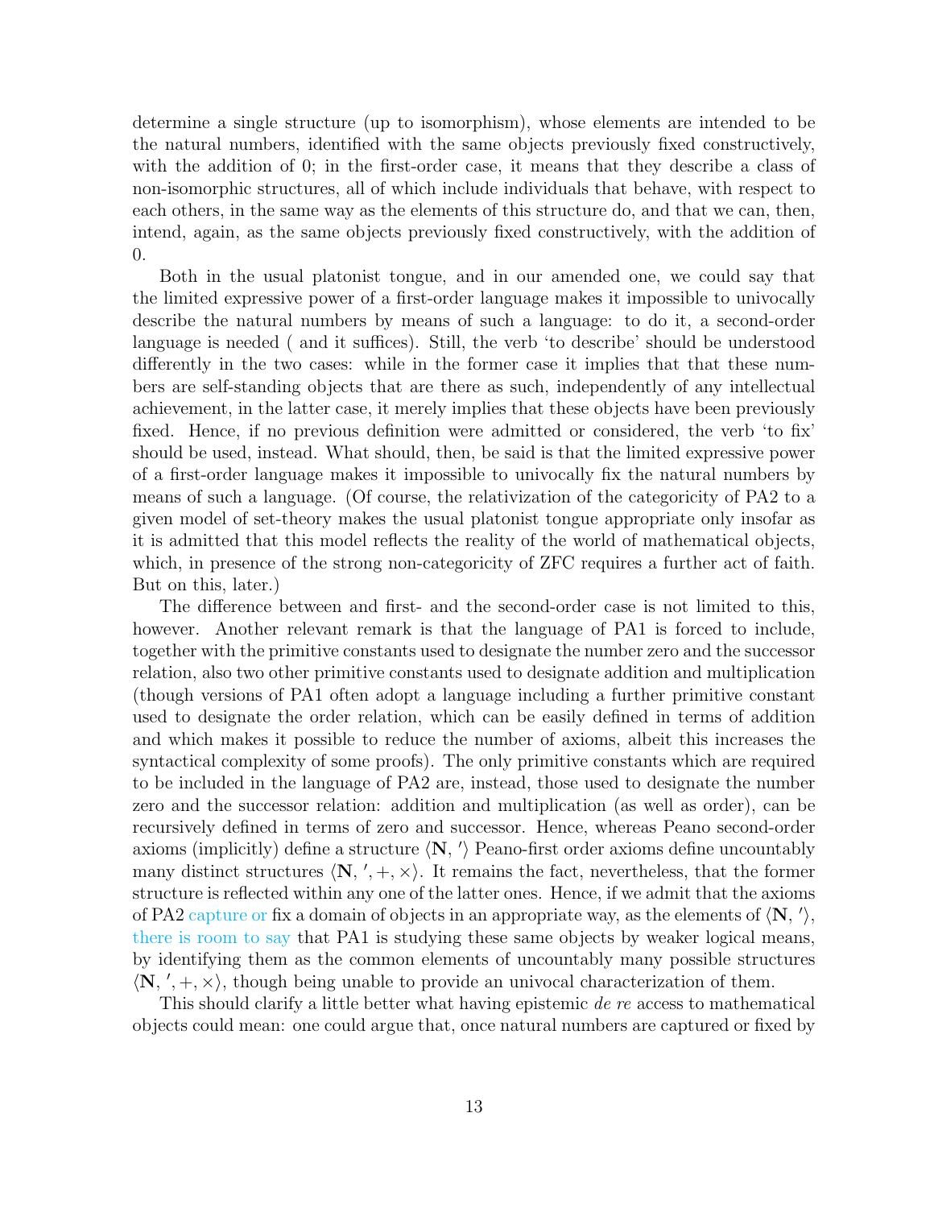determine a single structure (up to isomorphism), whose elements are intended to be the natural numbers, identified with the same objects previously fixed constructively, with the addition of 0; in the first-order case, it means that they describe a class of non-isomorphic structures, all of which include individuals that behave, with respect to each others, in the same way as the elements of this structure do, and that we can, then, intend, again, as the same objects previously fixed constructively, with the addition of 0.

Both in the usual platonist tongue, and in our amended one, we could say that the limited expressive power of a first-order language makes it impossible to univocally describe the natural numbers by means of such a language: to do it, a second-order language is needed ( and it suffices). Still, the verb 'to describe' should be understood differently in the two cases: while in the former case it implies that that these numbers are self-standing objects that are there as such, independently of any intellectual achievement, in the latter case, it merely implies that these objects have been previously fixed. Hence, if no previous definition were admitted or considered, the verb 'to fix' should be used, instead. What should, then, be said is that the limited expressive power of a first-order language makes it impossible to univocally fix the natural numbers by means of such a language. (Of course, the relativization of the categoricity of PA2 to a given model of set-theory makes the usual platonist tongue appropriate only insofar as it is admitted that this model reflects the reality of the world of mathematical objects, which, in presence of the strong non-categoricity of ZFC requires a further act of faith. But on this, later.)

The difference between and first- and the second-order case is not limited to this, however. Another relevant remark is that the language of PA1 is forced to include, together with the primitive constants used to designate the number zero and the successor relation, also two other primitive constants used to designate addition and multiplication (though versions of PA1 often adopt a language including a further primitive constant used to designate the order relation, which can be easily defined in terms of addition and which makes it possible to reduce the number of axioms, albeit this increases the syntactical complexity of some proofs). The only primitive constants which are required to be included in the language of PA2 are, instead, those used to designate the number zero and the successor relation: addition and multiplication (as well as order), can be recursively defined in terms of zero and successor. Hence, whereas Peano second-order axioms (implicitly) define a structure $\langle \mathbf{N}, ' \rangle$ Peano-first order axioms define uncountably many distinct structures $\langle \mathbf{N}, ', +, \times \rangle$. It remains the fact, nevertheless, that the former structure is reflected within any one of the latter ones. Hence, if we admit that the axioms of PA2 capture or fix a domain of objects in an appropriate way, as the elements of $\langle \mathbf{N}, ' \rangle$, there is room to say that PA1 is studying these same objects by weaker logical means, by identifying them as the common elements of uncountably many possible structures $\langle \mathbf{N}, ', +, \times \rangle$, though being unable to provide an univocal characterization of them.

This should clarify a little better what having epistemic *de re* access to mathematical objects could mean: one could argue that, once natural numbers are captured or fixed by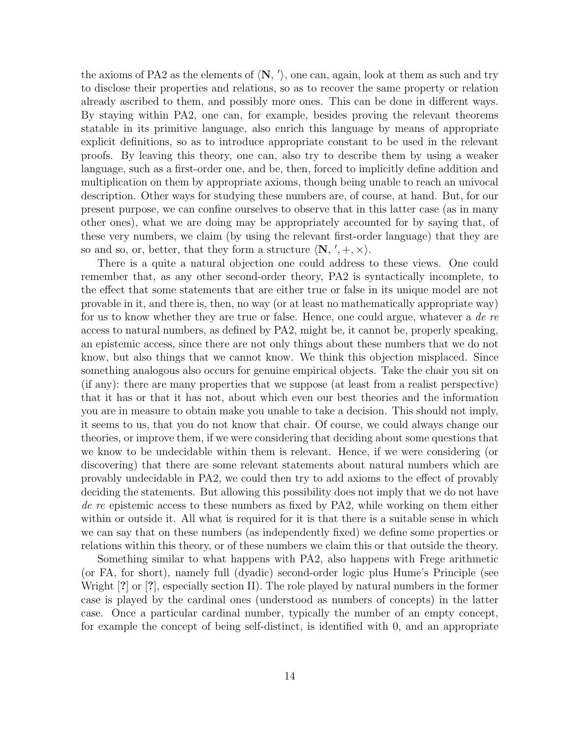the axioms of PA2 as the elements of $\langle \mathbf{N}, {}' \rangle$, one can, again, look at them as such and try to disclose their properties and relations, so as to recover the same property or relation already ascribed to them, and possibly more ones. This can be done in different ways. By staying within PA2, one can, for example, besides proving the relevant theorems statable in its primitive language, also enrich this language by means of appropriate explicit definitions, so as to introduce appropriate constant to be used in the relevant proofs. By leaving this theory, one can, also try to describe them by using a weaker language, such as a first-order one, and be, then, forced to implicitly define addition and multiplication on them by appropriate axioms, though being unable to reach an univocal description. Other ways for studying these numbers are, of course, at hand. But, for our present purpose, we can confine ourselves to observe that in this latter case (as in many other ones), what we are doing may be appropriately accounted for by saying that, of these very numbers, we claim (by using the relevant first-order language) that they are so and so, or, better, that they form a structure $\langle \mathbf{N}, {}', +, \times \rangle$.

There is a quite a natural objection one could address to these views. One could remember that, as any other second-order theory, PA2 is syntactically incomplete, to the effect that some statements that are either true or false in its unique model are not provable in it, and there is, then, no way (or at least no mathematically appropriate way) for us to know whether they are true or false. Hence, one could argue, whatever a *de re* access to natural numbers, as defined by PA2, might be, it cannot be, properly speaking, an epistemic access, since there are not only things about these numbers that we do not know, but also things that we cannot know. We think this objection misplaced. Since something analogous also occurs for genuine empirical objects. Take the chair you sit on (if any): there are many properties that we suppose (at least from a realist perspective) that it has or that it has not, about which even our best theories and the information you are in measure to obtain make you unable to take a decision. This should not imply, it seems to us, that you do not know that chair. Of course, we could always change our theories, or improve them, if we were considering that deciding about some questions that we know to be undecidable within them is relevant. Hence, if we were considering (or discovering) that there are some relevant statements about natural numbers which are provably undecidable in PA2, we could then try to add axioms to the effect of provably deciding the statements. But allowing this possibility does not imply that we do not have *de re* epistemic access to these numbers as fixed by PA2, while working on them either within or outside it. All what is required for it is that there is a suitable sense in which we can say that on these numbers (as independently fixed) we define some properties or relations within this theory, or of these numbers we claim this or that outside the theory.

Something similar to what happens with PA2, also happens with Frege arithmetic (or FA, for short), namely full (dyadic) second-order logic plus Hume's Principle (see Wright [**?**] or [**?**], especially section II). The role played by natural numbers in the former case is played by the cardinal ones (understood as numbers of concepts) in the latter case. Once a particular cardinal number, typically the number of an empty concept, for example the concept of being self-distinct, is identified with 0, and an appropriate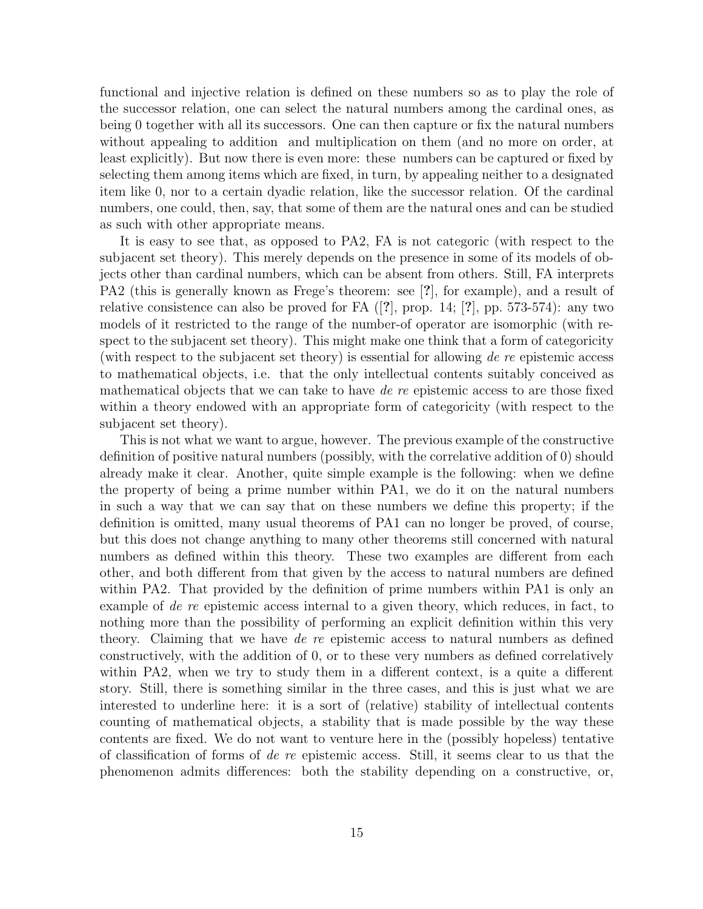functional and injective relation is defined on these numbers so as to play the role of the successor relation, one can select the natural numbers among the cardinal ones, as being 0 together with all its successors. One can then capture or fix the natural numbers without appealing to addition and multiplication on them (and no more on order, at least explicitly). But now there is even more: these numbers can be captured or fixed by selecting them among items which are fixed, in turn, by appealing neither to a designated item like 0, nor to a certain dyadic relation, like the successor relation. Of the cardinal numbers, one could, then, say, that some of them are the natural ones and can be studied as such with other appropriate means.

It is easy to see that, as opposed to PA2, FA is not categoric (with respect to the subjacent set theory). This merely depends on the presence in some of its models of objects other than cardinal numbers, which can be absent from others. Still, FA interprets PA2 (this is generally known as Frege's theorem: see [?], for example), and a result of relative consistence can also be proved for FA ([?], prop. 14; [?], pp. 573-574): any two models of it restricted to the range of the number-of operator are isomorphic (with respect to the subjacent set theory). This might make one think that a form of categoricity (with respect to the subjacent set theory) is essential for allowing *de re* epistemic access to mathematical objects, i.e. that the only intellectual contents suitably conceived as mathematical objects that we can take to have *de re* epistemic access to are those fixed within a theory endowed with an appropriate form of categoricity (with respect to the subjacent set theory).

This is not what we want to argue, however. The previous example of the constructive definition of positive natural numbers (possibly, with the correlative addition of 0) should already make it clear. Another, quite simple example is the following: when we define the property of being a prime number within PA1, we do it on the natural numbers in such a way that we can say that on these numbers we define this property; if the definition is omitted, many usual theorems of PA1 can no longer be proved, of course, but this does not change anything to many other theorems still concerned with natural numbers as defined within this theory. These two examples are different from each other, and both different from that given by the access to natural numbers are defined within PA2. That provided by the definition of prime numbers within PA1 is only an example of *de re* epistemic access internal to a given theory, which reduces, in fact, to nothing more than the possibility of performing an explicit definition within this very theory. Claiming that we have *de re* epistemic access to natural numbers as defined constructively, with the addition of 0, or to these very numbers as defined correlatively within PA2, when we try to study them in a different context, is a quite a different story. Still, there is something similar in the three cases, and this is just what we are interested to underline here: it is a sort of (relative) stability of intellectual contents counting of mathematical objects, a stability that is made possible by the way these contents are fixed. We do not want to venture here in the (possibly hopeless) tentative of classification of forms of *de re* epistemic access. Still, it seems clear to us that the phenomenon admits differences: both the stability depending on a constructive, or,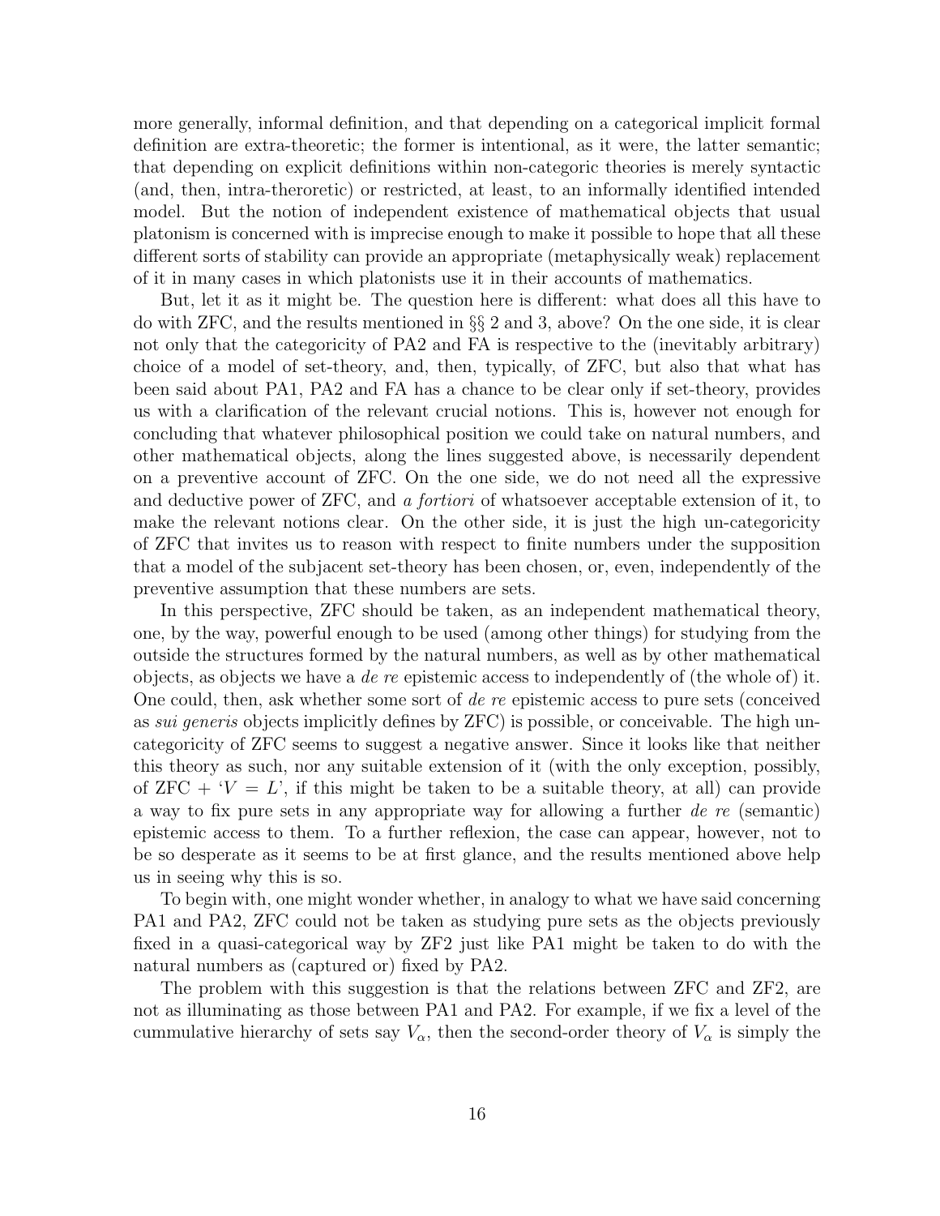more generally, informal definition, and that depending on a categorical implicit formal definition are extra-theoretic; the former is intentional, as it were, the latter semantic; that depending on explicit definitions within non-categoric theories is merely syntactic (and, then, intra-theroretic) or restricted, at least, to an informally identified intended model. But the notion of independent existence of mathematical objects that usual platonism is concerned with is imprecise enough to make it possible to hope that all these different sorts of stability can provide an appropriate (metaphysically weak) replacement of it in many cases in which platonists use it in their accounts of mathematics.

But, let it as it might be. The question here is different: what does all this have to do with ZFC, and the results mentioned in §§ 2 and 3, above? On the one side, it is clear not only that the categoricity of PA2 and FA is respective to the (inevitably arbitrary) choice of a model of set-theory, and, then, typically, of ZFC, but also that what has been said about PA1, PA2 and FA has a chance to be clear only if set-theory, provides us with a clarification of the relevant crucial notions. This is, however not enough for concluding that whatever philosophical position we could take on natural numbers, and other mathematical objects, along the lines suggested above, is necessarily dependent on a preventive account of ZFC. On the one side, we do not need all the expressive and deductive power of ZFC, and *a fortiori* of whatsoever acceptable extension of it, to make the relevant notions clear. On the other side, it is just the high un-categoricity of ZFC that invites us to reason with respect to finite numbers under the supposition that a model of the subjacent set-theory has been chosen, or, even, independently of the preventive assumption that these numbers are sets.

In this perspective, ZFC should be taken, as an independent mathematical theory, one, by the way, powerful enough to be used (among other things) for studying from the outside the structures formed by the natural numbers, as well as by other mathematical objects, as objects we have a *de re* epistemic access to independently of (the whole of) it. One could, then, ask whether some sort of *de re* epistemic access to pure sets (conceived as *sui generis* objects implicitly defines by ZFC) is possible, or conceivable. The high un-categoricity of ZFC seems to suggest a negative answer. Since it looks like that neither this theory as such, nor any suitable extension of it (with the only exception, possibly, of ZFC + '$V = L$', if this might be taken to be a suitable theory, at all) can provide a way to fix pure sets in any appropriate way for allowing a further *de re* (semantic) epistemic access to them. To a further reflexion, the case can appear, however, not to be so desperate as it seems to be at first glance, and the results mentioned above help us in seeing why this is so.

To begin with, one might wonder whether, in analogy to what we have said concerning PA1 and PA2, ZFC could not be taken as studying pure sets as the objects previously fixed in a quasi-categorical way by ZF2 just like PA1 might be taken to do with the natural numbers as (captured or) fixed by PA2.

The problem with this suggestion is that the relations between ZFC and ZF2, are not as illuminating as those between PA1 and PA2. For example, if we fix a level of the cummulative hierarchy of sets say $V_\alpha$, then the second-order theory of $V_\alpha$ is simply the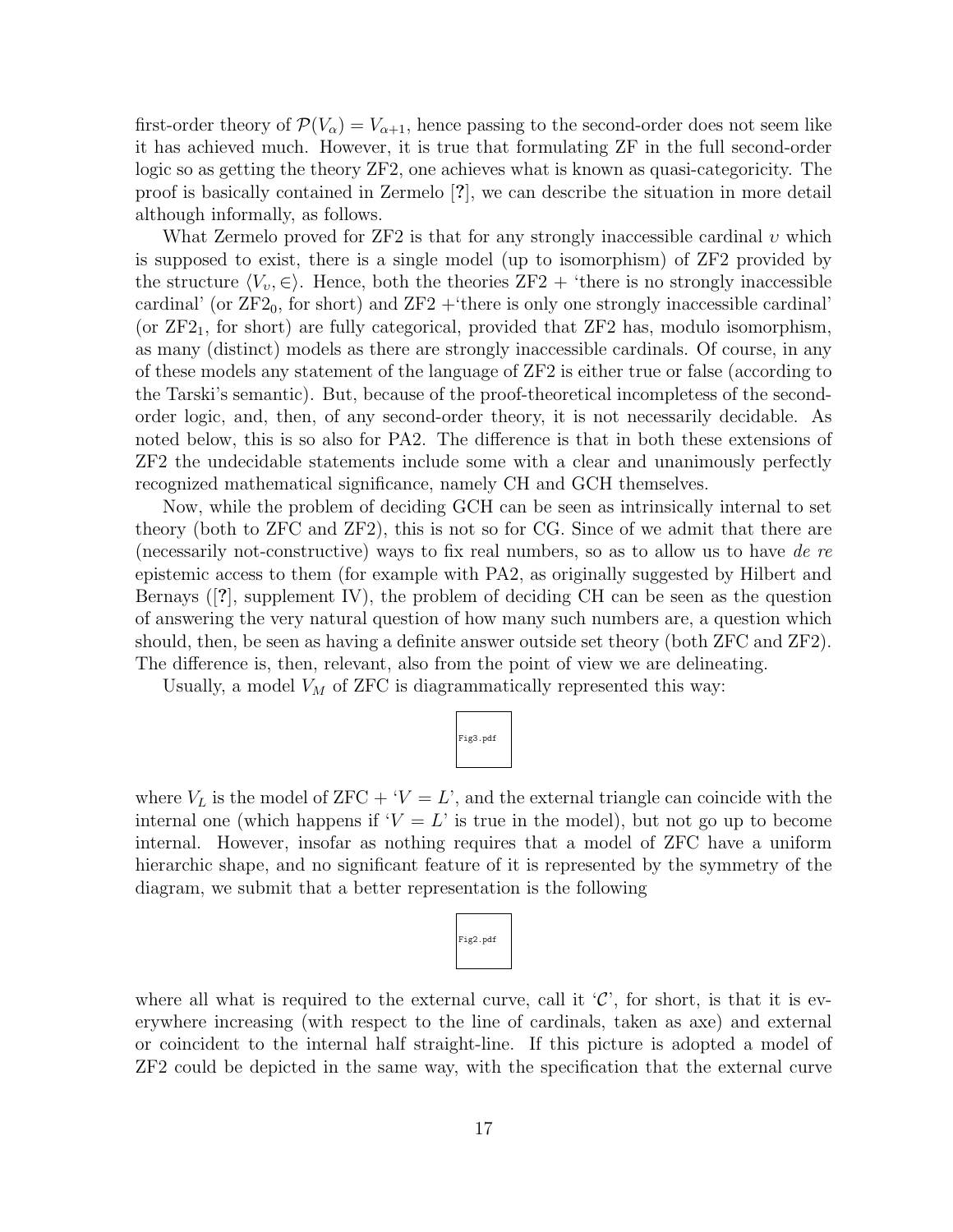first-order theory of $\mathcal{P}(V_\alpha) = V_{\alpha+1}$, hence passing to the second-order does not seem like it has achieved much. However, it is true that formulating ZF in the full second-order logic so as getting the theory ZF2, one achieves what is known as quasi-categoricity. The proof is basically contained in Zermelo [?], we can describe the situation in more detail although informally, as follows.

What Zermelo proved for ZF2 is that for any strongly inaccessible cardinal $\upsilon$ which is supposed to exist, there is a single model (up to isomorphism) of ZF2 provided by the structure $\langle V_\upsilon, \in \rangle$. Hence, both the theories ZF2 + 'there is no strongly inaccessible cardinal' (or $\mathrm{ZF2}_0$, for short) and ZF2 +'there is only one strongly inaccessible cardinal' (or $\mathrm{ZF2}_1$, for short) are fully categorical, provided that ZF2 has, modulo isomorphism, as many (distinct) models as there are strongly inaccessible cardinals. Of course, in any of these models any statement of the language of ZF2 is either true or false (according to the Tarski's semantic). But, because of the proof-theoretical incompletess of the second-order logic, and, then, of any second-order theory, it is not necessarily decidable. As noted below, this is so also for PA2. The difference is that in both these extensions of ZF2 the undecidable statements include some with a clear and unanimously perfectly recognized mathematical significance, namely CH and GCH themselves.

Now, while the problem of deciding GCH can be seen as intrinsically internal to set theory (both to ZFC and ZF2), this is not so for CG. Since of we admit that there are (necessarily not-constructive) ways to fix real numbers, so as to allow us to have *de re* epistemic access to them (for example with PA2, as originally suggested by Hilbert and Bernays ([?], supplement IV), the problem of deciding CH can be seen as the question of answering the very natural question of how many such numbers are, a question which should, then, be seen as having a definite answer outside set theory (both ZFC and ZF2). The difference is, then, relevant, also from the point of view we are delineating.

Usually, a model $V_M$ of ZFC is diagrammatically represented this way:

Fig3.pdf

where $V_L$ is the model of ZFC + '$V = L$', and the external triangle can coincide with the internal one (which happens if '$V = L$' is true in the model), but not go up to become internal. However, insofar as nothing requires that a model of ZFC have a uniform hierarchic shape, and no significant feature of it is represented by the symmetry of the diagram, we submit that a better representation is the following

Fig2.pdf

where all what is required to the external curve, call it '$\mathcal{C}$', for short, is that it is everywhere increasing (with respect to the line of cardinals, taken as axe) and external or coincident to the internal half straight-line. If this picture is adopted a model of ZF2 could be depicted in the same way, with the specification that the external curve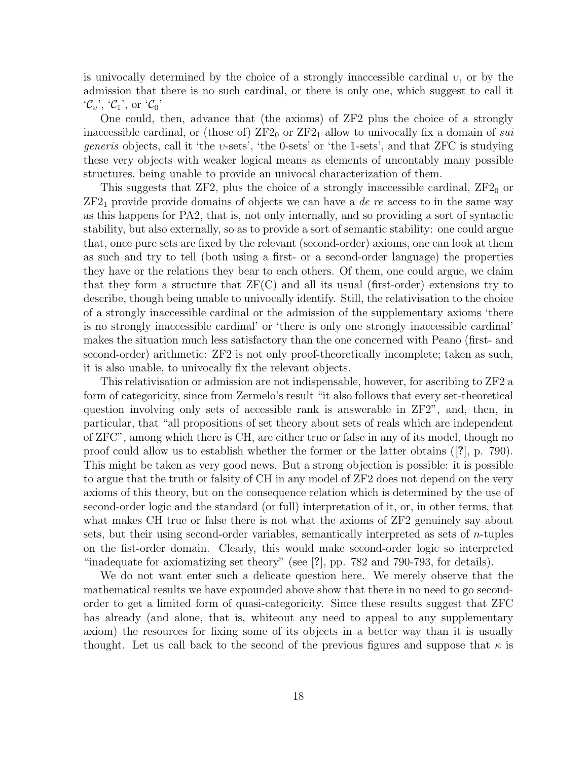is univocally determined by the choice of a strongly inaccessible cardinal $\upsilon$, or by the admission that there is no such cardinal, or there is only one, which suggest to call it '$\mathcal{C}_\upsilon$', '$\mathcal{C}_1$', or '$\mathcal{C}_0$'

One could, then, advance that (the axioms) of ZF2 plus the choice of a strongly inaccessible cardinal, or (those of) $\mathrm{ZF2}_0$ or $\mathrm{ZF2}_1$ allow to univocally fix a domain of *sui generis* objects, call it 'the $\upsilon$-sets', 'the 0-sets' or 'the 1-sets', and that ZFC is studying these very objects with weaker logical means as elements of uncontably many possible structures, being unable to provide an univocal characterization of them.

This suggests that ZF2, plus the choice of a strongly inaccessible cardinal, $\mathrm{ZF2}_0$ or $\mathrm{ZF2}_1$ provide provide domains of objects we can have a *de re* access to in the same way as this happens for PA2, that is, not only internally, and so providing a sort of syntactic stability, but also externally, so as to provide a sort of semantic stability: one could argue that, once pure sets are fixed by the relevant (second-order) axioms, one can look at them as such and try to tell (both using a first- or a second-order language) the properties they have or the relations they bear to each others. Of them, one could argue, we claim that they form a structure that ZF(C) and all its usual (first-order) extensions try to describe, though being unable to univocally identify. Still, the relativisation to the choice of a strongly inaccessible cardinal or the admission of the supplementary axioms 'there is no strongly inaccessible cardinal' or 'there is only one strongly inaccessible cardinal' makes the situation much less satisfactory than the one concerned with Peano (first- and second-order) arithmetic: ZF2 is not only proof-theoretically incomplete; taken as such, it is also unable, to univocally fix the relevant objects.

This relativisation or admission are not indispensable, however, for ascribing to ZF2 a form of categoricity, since from Zermelo's result "it also follows that every set-theoretical question involving only sets of accessible rank is answerable in ZF2", and, then, in particular, that "all propositions of set theory about sets of reals which are independent of ZFC", among which there is CH, are either true or false in any of its model, though no proof could allow us to establish whether the former or the latter obtains ([**?**], p. 790). This might be taken as very good news. But a strong objection is possible: it is possible to argue that the truth or falsity of CH in any model of ZF2 does not depend on the very axioms of this theory, but on the consequence relation which is determined by the use of second-order logic and the standard (or full) interpretation of it, or, in other terms, that what makes CH true or false there is not what the axioms of ZF2 genuinely say about sets, but their using second-order variables, semantically interpreted as sets of $n$-tuples on the fist-order domain. Clearly, this would make second-order logic so interpreted "inadequate for axiomatizing set theory" (see [**?**], pp. 782 and 790-793, for details).

We do not want enter such a delicate question here. We merely observe that the mathematical results we have expounded above show that there in no need to go second-order to get a limited form of quasi-categoricity. Since these results suggest that ZFC has already (and alone, that is, whiteout any need to appeal to any supplementary axiom) the resources for fixing some of its objects in a better way than it is usually thought. Let us call back to the second of the previous figures and suppose that $\kappa$ is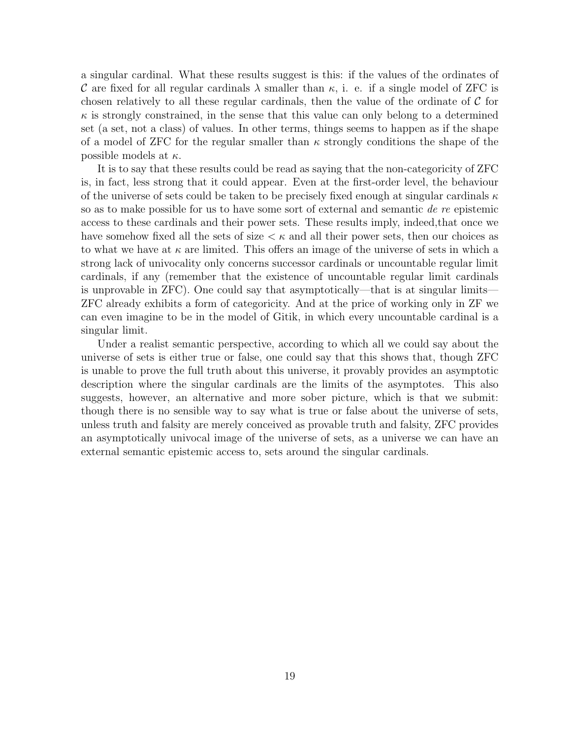a singular cardinal. What these results suggest is this: if the values of the ordinates of $\mathcal{C}$ are fixed for all regular cardinals $\lambda$ smaller than $\kappa$, i. e. if a single model of ZFC is chosen relatively to all these regular cardinals, then the value of the ordinate of $\mathcal{C}$ for $\kappa$ is strongly constrained, in the sense that this value can only belong to a determined set (a set, not a class) of values. In other terms, things seems to happen as if the shape of a model of ZFC for the regular smaller than $\kappa$ strongly conditions the shape of the possible models at $\kappa$.

It is to say that these results could be read as saying that the non-categoricity of ZFC is, in fact, less strong that it could appear. Even at the first-order level, the behaviour of the universe of sets could be taken to be precisely fixed enough at singular cardinals $\kappa$ so as to make possible for us to have some sort of external and semantic *de re* epistemic access to these cardinals and their power sets. These results imply, indeed,that once we have somehow fixed all the sets of size $< \kappa$ and all their power sets, then our choices as to what we have at $\kappa$ are limited. This offers an image of the universe of sets in which a strong lack of univocality only concerns successor cardinals or uncountable regular limit cardinals, if any (remember that the existence of uncountable regular limit cardinals is unprovable in ZFC). One could say that asymptotically—that is at singular limits—ZFC already exhibits a form of categoricity. And at the price of working only in ZF we can even imagine to be in the model of Gitik, in which every uncountable cardinal is a singular limit.

Under a realist semantic perspective, according to which all we could say about the universe of sets is either true or false, one could say that this shows that, though ZFC is unable to prove the full truth about this universe, it provably provides an asymptotic description where the singular cardinals are the limits of the asymptotes. This also suggests, however, an alternative and more sober picture, which is that we submit: though there is no sensible way to say what is true or false about the universe of sets, unless truth and falsity are merely conceived as provable truth and falsity, ZFC provides an asymptotically univocal image of the universe of sets, as a universe we can have an external semantic epistemic access to, sets around the singular cardinals.